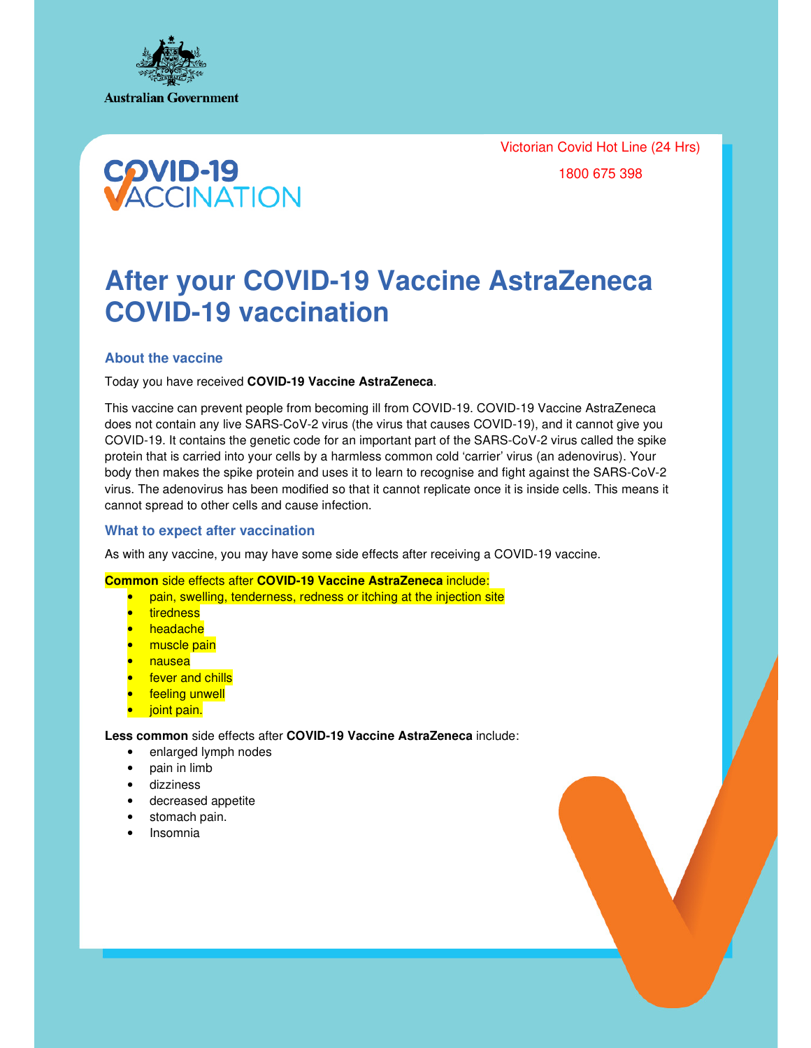Australian Government

Victorian Covid Hot Line (24 Hrs)

1800 675 398

COVID-19 VACCINATION

# After your COVID-19 Vaccine AstraZeneca COVID-19 vaccination

## About the vaccine

Today you have received **COVID-19 Vaccine AstraZeneca**.

This vaccine can prevent people from becoming ill from COVID-19. COVID-19 Vaccine AstraZeneca does not contain any live SARS-CoV-2 virus (the virus that causes COVID-19), and it cannot give you COVID-19. It contains the genetic code for an important part of the SARS-CoV-2 virus called the spike protein that is carried into your cells by a harmless common cold 'carrier' virus (an adenovirus). Your body then makes the spike protein and uses it to learn to recognise and fight against the SARS-CoV-2 virus. The adenovirus has been modified so that it cannot replicate once it is inside cells. This means it cannot spread to other cells and cause infection.

## What to expect after vaccination

As with any vaccine, you may have some side effects after receiving a COVID-19 vaccine.

**Common** side effects after **COVID-19 Vaccine AstraZeneca** include:

- pain, swelling, tenderness, redness or itching at the injection site
- tiredness
- headache
- muscle pain
- nausea
- fever and chills
- feeling unwell
- joint pain.

**Less common** side effects after **COVID-19 Vaccine AstraZeneca** include:

- enlarged lymph nodes
- pain in limb
- dizziness
- decreased appetite
- stomach pain.
- Insomnia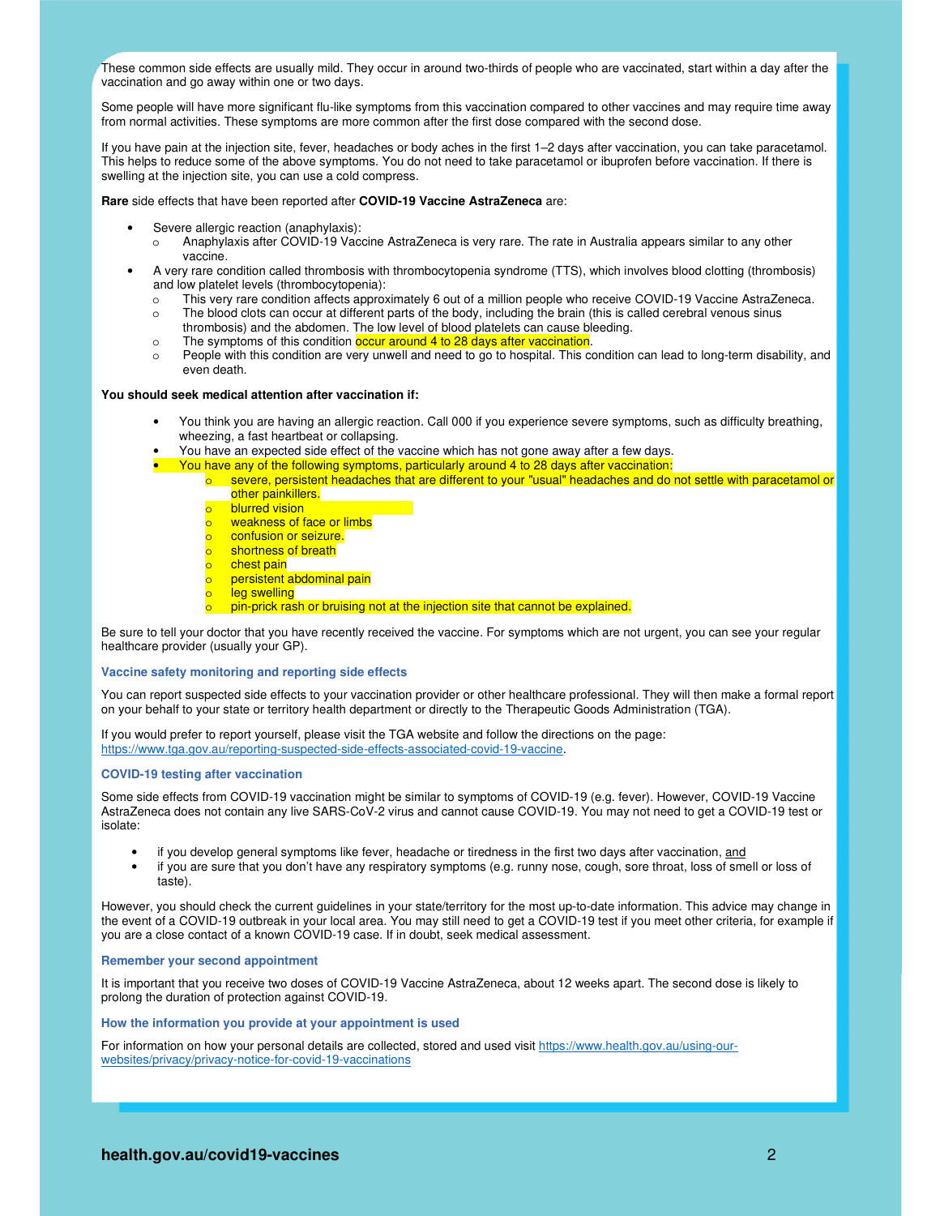These common side effects are usually mild. They occur in around two-thirds of people who are vaccinated, start within a day after the vaccination and go away within one or two days.

Some people will have more significant flu-like symptoms from this vaccination compared to other vaccines and may require time away from normal activities. These symptoms are more common after the first dose compared with the second dose.

If you have pain at the injection site, fever, headaches or body aches in the first 1–2 days after vaccination, you can take paracetamol. This helps to reduce some of the above symptoms. You do not need to take paracetamol or ibuprofen before vaccination. If there is swelling at the injection site, you can use a cold compress.

**Rare** side effects that have been reported after **COVID-19 Vaccine AstraZeneca** are:

- Severe allergic reaction (anaphylaxis):
  - Anaphylaxis after COVID-19 Vaccine AstraZeneca is very rare. The rate in Australia appears similar to any other vaccine.
- A very rare condition called thrombosis with thrombocytopenia syndrome (TTS), which involves blood clotting (thrombosis) and low platelet levels (thrombocytopenia):
  - This very rare condition affects approximately 6 out of a million people who receive COVID-19 Vaccine AstraZeneca.
  - The blood clots can occur at different parts of the body, including the brain (this is called cerebral venous sinus thrombosis) and the abdomen. The low level of blood platelets can cause bleeding.
  - The symptoms of this condition occur around 4 to 28 days after vaccination.
  - People with this condition are very unwell and need to go to hospital. This condition can lead to long-term disability, and even death.

**You should seek medical attention after vaccination if:**

- You think you are having an allergic reaction. Call 000 if you experience severe symptoms, such as difficulty breathing, wheezing, a fast heartbeat or collapsing.
- You have an expected side effect of the vaccine which has not gone away after a few days.
- You have any of the following symptoms, particularly around 4 to 28 days after vaccination:
  - severe, persistent headaches that are different to your "usual" headaches and do not settle with paracetamol or other painkillers.
  - blurred vision
  - weakness of face or limbs
  - confusion or seizure.
  - shortness of breath
  - chest pain
  - persistent abdominal pain
  - leg swelling
  - pin-prick rash or bruising not at the injection site that cannot be explained.

Be sure to tell your doctor that you have recently received the vaccine. For symptoms which are not urgent, you can see your regular healthcare provider (usually your GP).

### Vaccine safety monitoring and reporting side effects

You can report suspected side effects to your vaccination provider or other healthcare professional. They will then make a formal report on your behalf to your state or territory health department or directly to the Therapeutic Goods Administration (TGA).

If you would prefer to report yourself, please visit the TGA website and follow the directions on the page: https://www.tga.gov.au/reporting-suspected-side-effects-associated-covid-19-vaccine.

### COVID-19 testing after vaccination

Some side effects from COVID-19 vaccination might be similar to symptoms of COVID-19 (e.g. fever). However, COVID-19 Vaccine AstraZeneca does not contain any live SARS-CoV-2 virus and cannot cause COVID-19. You may not need to get a COVID-19 test or isolate:

- if you develop general symptoms like fever, headache or tiredness in the first two days after vaccination, and
- if you are sure that you don't have any respiratory symptoms (e.g. runny nose, cough, sore throat, loss of smell or loss of taste).

However, you should check the current guidelines in your state/territory for the most up-to-date information. This advice may change in the event of a COVID-19 outbreak in your local area. You may still need to get a COVID-19 test if you meet other criteria, for example if you are a close contact of a known COVID-19 case. If in doubt, seek medical assessment.

### Remember your second appointment

It is important that you receive two doses of COVID-19 Vaccine AstraZeneca, about 12 weeks apart. The second dose is likely to prolong the duration of protection against COVID-19.

### How the information you provide at your appointment is used

For information on how your personal details are collected, stored and used visit https://www.health.gov.au/using-our-websites/privacy/privacy-notice-for-covid-19-vaccinations

**health.gov.au/covid19-vaccines**